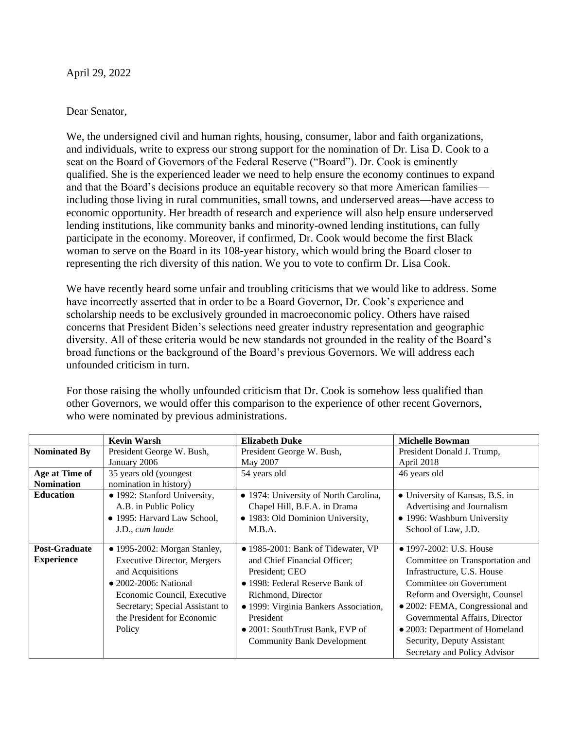April 29, 2022

Dear Senator,

We, the undersigned civil and human rights, housing, consumer, labor and faith organizations, and individuals, write to express our strong support for the nomination of Dr. Lisa D. Cook to a seat on the Board of Governors of the Federal Reserve ("Board"). Dr. Cook is eminently qualified. She is the experienced leader we need to help ensure the economy continues to expand and that the Board's decisions produce an equitable recovery so that more American families—including those living in rural communities, small towns, and underserved areas—have access to economic opportunity. Her breadth of research and experience will also help ensure underserved lending institutions, like community banks and minority-owned lending institutions, can fully participate in the economy. Moreover, if confirmed, Dr. Cook would become the first Black woman to serve on the Board in its 108-year history, which would bring the Board closer to representing the rich diversity of this nation. We you to vote to confirm Dr. Lisa Cook.

We have recently heard some unfair and troubling criticisms that we would like to address. Some have incorrectly asserted that in order to be a Board Governor, Dr. Cook's experience and scholarship needs to be exclusively grounded in macroeconomic policy. Others have raised concerns that President Biden's selections need greater industry representation and geographic diversity. All of these criteria would be new standards not grounded in the reality of the Board's broad functions or the background of the Board's previous Governors. We will address each unfounded criticism in turn.

For those raising the wholly unfounded criticism that Dr. Cook is somehow less qualified than other Governors, we would offer this comparison to the experience of other recent Governors, who were nominated by previous administrations.

| | **Kevin Warsh** | **Elizabeth Duke** | **Michelle Bowman** |
|---|---|---|---|
| **Nominated By** | President George W. Bush, January 2006 | President George W. Bush, May 2007 | President Donald J. Trump, April 2018 |
| **Age at Time of Nomination** | 35 years old (youngest nomination in history) | 54 years old | 46 years old |
| **Education** | • 1992: Stanford University, A.B. in Public Policy<br>• 1995: Harvard Law School, J.D., *cum laude* | • 1974: University of North Carolina, Chapel Hill, B.F.A. in Drama<br>• 1983: Old Dominion University, M.B.A. | • University of Kansas, B.S. in Advertising and Journalism<br>• 1996: Washburn University School of Law, J.D. |
| **Post-Graduate Experience** | • 1995-2002: Morgan Stanley, Executive Director, Mergers and Acquisitions<br>• 2002-2006: National Economic Council, Executive Secretary; Special Assistant to the President for Economic Policy | • 1985-2001: Bank of Tidewater, VP and Chief Financial Officer; President; CEO<br>• 1998: Federal Reserve Bank of Richmond, Director<br>• 1999: Virginia Bankers Association, President<br>• 2001: SouthTrust Bank, EVP of Community Bank Development | • 1997-2002: U.S. House Committee on Transportation and Infrastructure, U.S. House Committee on Government Reform and Oversight, Counsel<br>• 2002: FEMA, Congressional and Governmental Affairs, Director<br>• 2003: Department of Homeland Security, Deputy Assistant Secretary and Policy Advisor |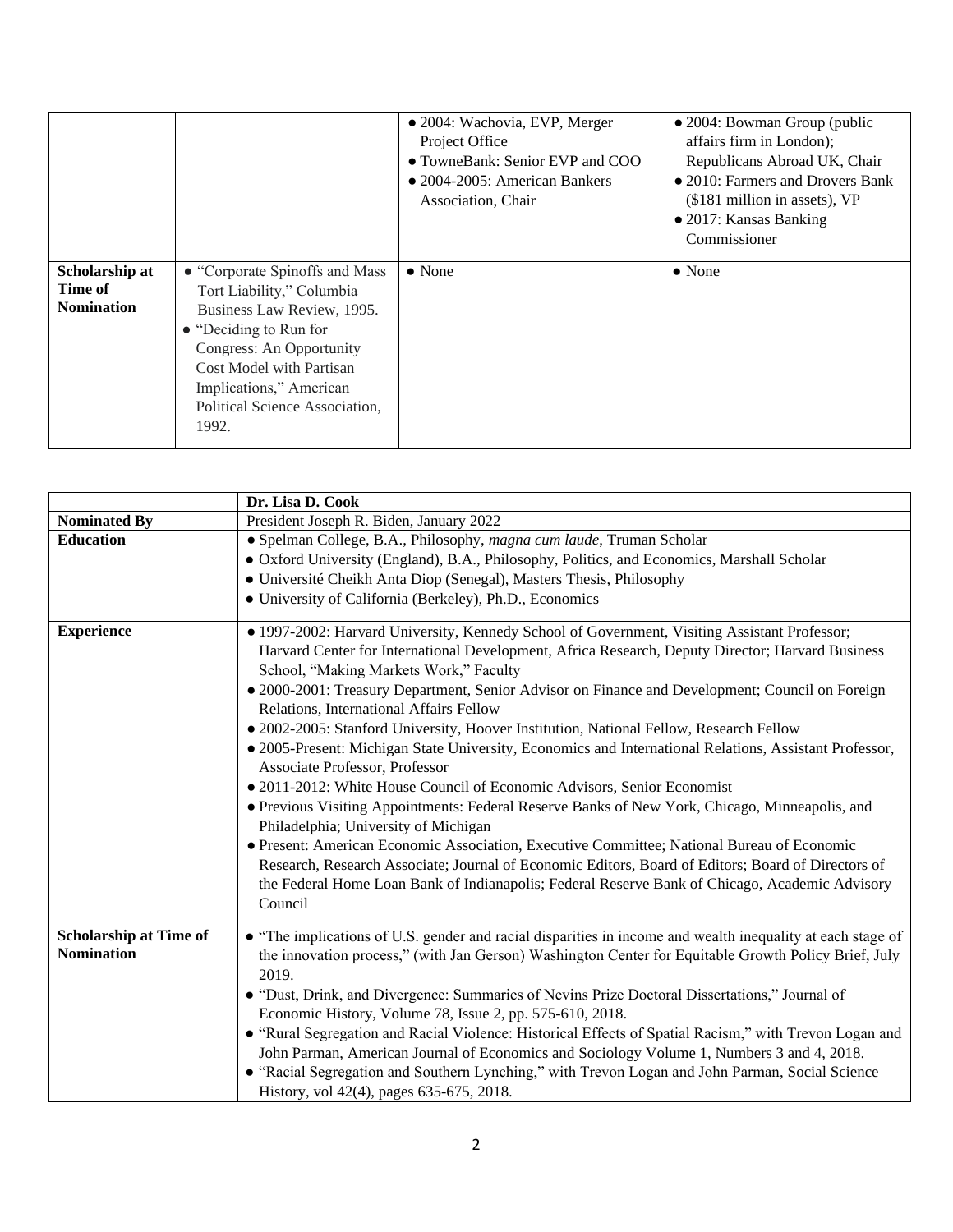|  |  | • 2004: Wachovia, EVP, Merger Project Office<br>• TowneBank: Senior EVP and COO<br>• 2004-2005: American Bankers Association, Chair | • 2004: Bowman Group (public affairs firm in London); Republicans Abroad UK, Chair<br>• 2010: Farmers and Drovers Bank ($181 million in assets), VP<br>• 2017: Kansas Banking Commissioner |
|---|---|---|---|
| **Scholarship at Time of Nomination** | • "Corporate Spinoffs and Mass Tort Liability," Columbia Business Law Review, 1995.<br>• "Deciding to Run for Congress: An Opportunity Cost Model with Partisan Implications," American Political Science Association, 1992. | • None | • None |

|  | **Dr. Lisa D. Cook** |
|---|---|
| **Nominated By** | President Joseph R. Biden, January 2022 |
| **Education** | • Spelman College, B.A., Philosophy, *magna cum laude*, Truman Scholar<br>• Oxford University (England), B.A., Philosophy, Politics, and Economics, Marshall Scholar<br>• Université Cheikh Anta Diop (Senegal), Masters Thesis, Philosophy<br>• University of California (Berkeley), Ph.D., Economics |
| **Experience** | • 1997-2002: Harvard University, Kennedy School of Government, Visiting Assistant Professor; Harvard Center for International Development, Africa Research, Deputy Director; Harvard Business School, "Making Markets Work," Faculty<br>• 2000-2001: Treasury Department, Senior Advisor on Finance and Development; Council on Foreign Relations, International Affairs Fellow<br>• 2002-2005: Stanford University, Hoover Institution, National Fellow, Research Fellow<br>• 2005-Present: Michigan State University, Economics and International Relations, Assistant Professor, Associate Professor, Professor<br>• 2011-2012: White House Council of Economic Advisors, Senior Economist<br>• Previous Visiting Appointments: Federal Reserve Banks of New York, Chicago, Minneapolis, and Philadelphia; University of Michigan<br>• Present: American Economic Association, Executive Committee; National Bureau of Economic Research, Research Associate; Journal of Economic Editors, Board of Editors; Board of Directors of the Federal Home Loan Bank of Indianapolis; Federal Reserve Bank of Chicago, Academic Advisory Council |
| **Scholarship at Time of Nomination** | • "The implications of U.S. gender and racial disparities in income and wealth inequality at each stage of the innovation process," (with Jan Gerson) Washington Center for Equitable Growth Policy Brief, July 2019.<br>• "Dust, Drink, and Divergence: Summaries of Nevins Prize Doctoral Dissertations," Journal of Economic History, Volume 78, Issue 2, pp. 575-610, 2018.<br>• "Rural Segregation and Racial Violence: Historical Effects of Spatial Racism," with Trevon Logan and John Parman, American Journal of Economics and Sociology Volume 1, Numbers 3 and 4, 2018.<br>• "Racial Segregation and Southern Lynching," with Trevon Logan and John Parman, Social Science History, vol 42(4), pages 635-675, 2018. |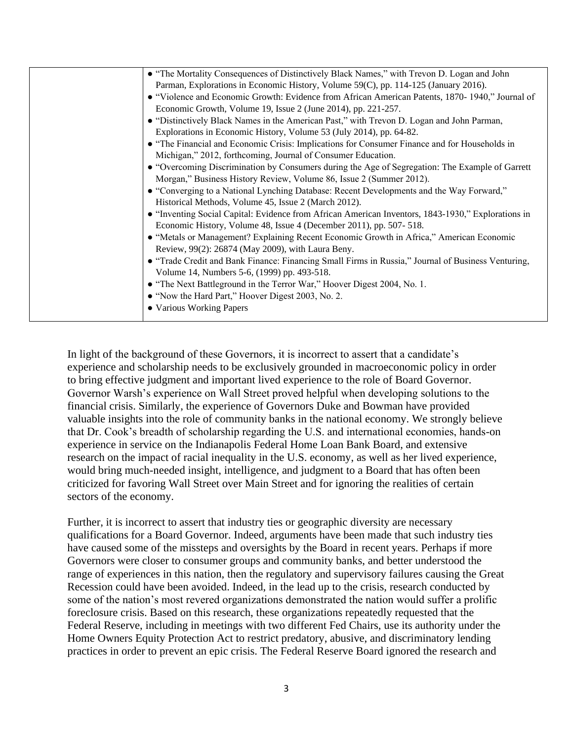| | • "The Mortality Consequences of Distinctively Black Names," with Trevon D. Logan and John Parman, Explorations in Economic History, Volume 59(C), pp. 114-125 (January 2016).<br>• "Violence and Economic Growth: Evidence from African American Patents, 1870- 1940," Journal of Economic Growth, Volume 19, Issue 2 (June 2014), pp. 221-257.<br>• "Distinctively Black Names in the American Past," with Trevon D. Logan and John Parman, Explorations in Economic History, Volume 53 (July 2014), pp. 64-82.<br>• "The Financial and Economic Crisis: Implications for Consumer Finance and for Households in Michigan," 2012, forthcoming, Journal of Consumer Education.<br>• "Overcoming Discrimination by Consumers during the Age of Segregation: The Example of Garrett Morgan," Business History Review, Volume 86, Issue 2 (Summer 2012).<br>• "Converging to a National Lynching Database: Recent Developments and the Way Forward," Historical Methods, Volume 45, Issue 2 (March 2012).<br>• "Inventing Social Capital: Evidence from African American Inventors, 1843-1930," Explorations in Economic History, Volume 48, Issue 4 (December 2011), pp. 507- 518.<br>• "Metals or Management? Explaining Recent Economic Growth in Africa," American Economic Review, 99(2): 26874 (May 2009), with Laura Beny.<br>• "Trade Credit and Bank Finance: Financing Small Firms in Russia," Journal of Business Venturing, Volume 14, Numbers 5-6, (1999) pp. 493-518.<br>• "The Next Battleground in the Terror War," Hoover Digest 2004, No. 1.<br>• "Now the Hard Part," Hoover Digest 2003, No. 2.<br>• Various Working Papers |
|---|---|

In light of the background of these Governors, it is incorrect to assert that a candidate's experience and scholarship needs to be exclusively grounded in macroeconomic policy in order to bring effective judgment and important lived experience to the role of Board Governor. Governor Warsh's experience on Wall Street proved helpful when developing solutions to the financial crisis. Similarly, the experience of Governors Duke and Bowman have provided valuable insights into the role of community banks in the national economy. We strongly believe that Dr. Cook's breadth of scholarship regarding the U.S. and international economies, hands-on experience in service on the Indianapolis Federal Home Loan Bank Board, and extensive research on the impact of racial inequality in the U.S. economy, as well as her lived experience, would bring much-needed insight, intelligence, and judgment to a Board that has often been criticized for favoring Wall Street over Main Street and for ignoring the realities of certain sectors of the economy.

Further, it is incorrect to assert that industry ties or geographic diversity are necessary qualifications for a Board Governor. Indeed, arguments have been made that such industry ties have caused some of the missteps and oversights by the Board in recent years. Perhaps if more Governors were closer to consumer groups and community banks, and better understood the range of experiences in this nation, then the regulatory and supervisory failures causing the Great Recession could have been avoided. Indeed, in the lead up to the crisis, research conducted by some of the nation's most revered organizations demonstrated the nation would suffer a prolific foreclosure crisis. Based on this research, these organizations repeatedly requested that the Federal Reserve, including in meetings with two different Fed Chairs, use its authority under the Home Owners Equity Protection Act to restrict predatory, abusive, and discriminatory lending practices in order to prevent an epic crisis. The Federal Reserve Board ignored the research and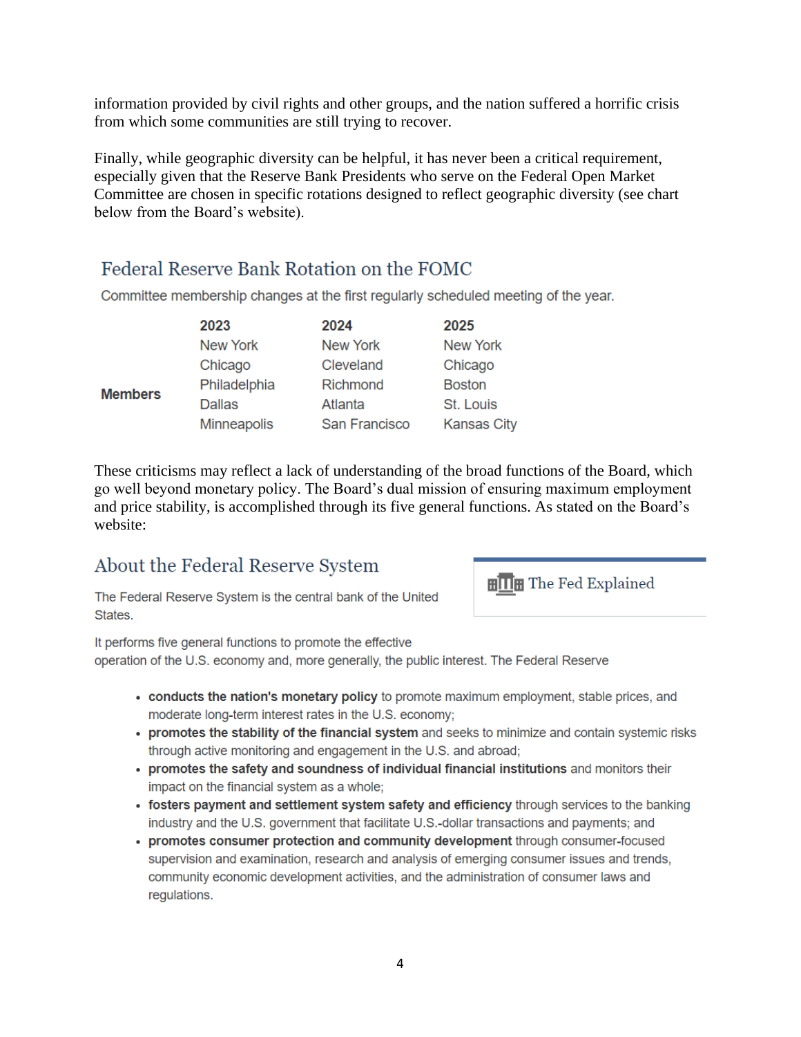information provided by civil rights and other groups, and the nation suffered a horrific crisis from which some communities are still trying to recover.

Finally, while geographic diversity can be helpful, it has never been a critical requirement, especially given that the Reserve Bank Presidents who serve on the Federal Open Market Committee are chosen in specific rotations designed to reflect geographic diversity (see chart below from the Board's website).

## Federal Reserve Bank Rotation on the FOMC

Committee membership changes at the first regularly scheduled meeting of the year.

| | 2023 | 2024 | 2025 |
|---|---|---|---|
| **Members** | New York | New York | New York |
| | Chicago | Cleveland | Chicago |
| | Philadelphia | Richmond | Boston |
| | Dallas | Atlanta | St. Louis |
| | Minneapolis | San Francisco | Kansas City |

These criticisms may reflect a lack of understanding of the broad functions of the Board, which go well beyond monetary policy. The Board's dual mission of ensuring maximum employment and price stability, is accomplished through its five general functions. As stated on the Board's website:

## About the Federal Reserve System

The Fed Explained

The Federal Reserve System is the central bank of the United States.

It performs five general functions to promote the effective operation of the U.S. economy and, more generally, the public interest. The Federal Reserve

- **conducts the nation's monetary policy** to promote maximum employment, stable prices, and moderate long-term interest rates in the U.S. economy;
- **promotes the stability of the financial system** and seeks to minimize and contain systemic risks through active monitoring and engagement in the U.S. and abroad;
- **promotes the safety and soundness of individual financial institutions** and monitors their impact on the financial system as a whole;
- **fosters payment and settlement system safety and efficiency** through services to the banking industry and the U.S. government that facilitate U.S.-dollar transactions and payments; and
- **promotes consumer protection and community development** through consumer-focused supervision and examination, research and analysis of emerging consumer issues and trends, community economic development activities, and the administration of consumer laws and regulations.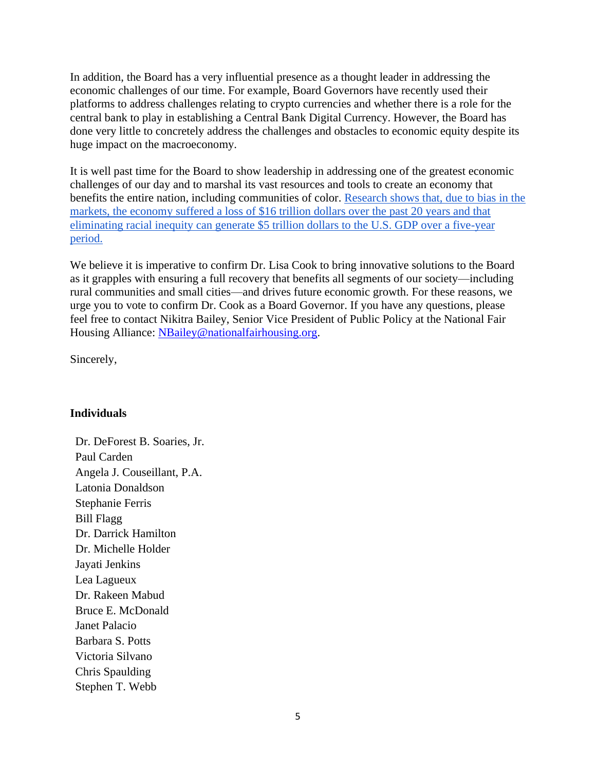In addition, the Board has a very influential presence as a thought leader in addressing the economic challenges of our time. For example, Board Governors have recently used their platforms to address challenges relating to crypto currencies and whether there is a role for the central bank to play in establishing a Central Bank Digital Currency. However, the Board has done very little to concretely address the challenges and obstacles to economic equity despite its huge impact on the macroeconomy.

It is well past time for the Board to show leadership in addressing one of the greatest economic challenges of our day and to marshal its vast resources and tools to create an economy that benefits the entire nation, including communities of color. Research shows that, due to bias in the markets, the economy suffered a loss of $16 trillion dollars over the past 20 years and that eliminating racial inequity can generate $5 trillion dollars to the U.S. GDP over a five-year period.

We believe it is imperative to confirm Dr. Lisa Cook to bring innovative solutions to the Board as it grapples with ensuring a full recovery that benefits all segments of our society—including rural communities and small cities—and drives future economic growth. For these reasons, we urge you to vote to confirm Dr. Cook as a Board Governor. If you have any questions, please feel free to contact Nikitra Bailey, Senior Vice President of Public Policy at the National Fair Housing Alliance: NBailey@nationalfairhousing.org.

Sincerely,

**Individuals**

Dr. DeForest B. Soaries, Jr.
Paul Carden
Angela J. Couseillant, P.A.
Latonia Donaldson
Stephanie Ferris
Bill Flagg
Dr. Darrick Hamilton
Dr. Michelle Holder
Jayati Jenkins
Lea Lagueux
Dr. Rakeen Mabud
Bruce E. McDonald
Janet Palacio
Barbara S. Potts
Victoria Silvano
Chris Spaulding
Stephen T. Webb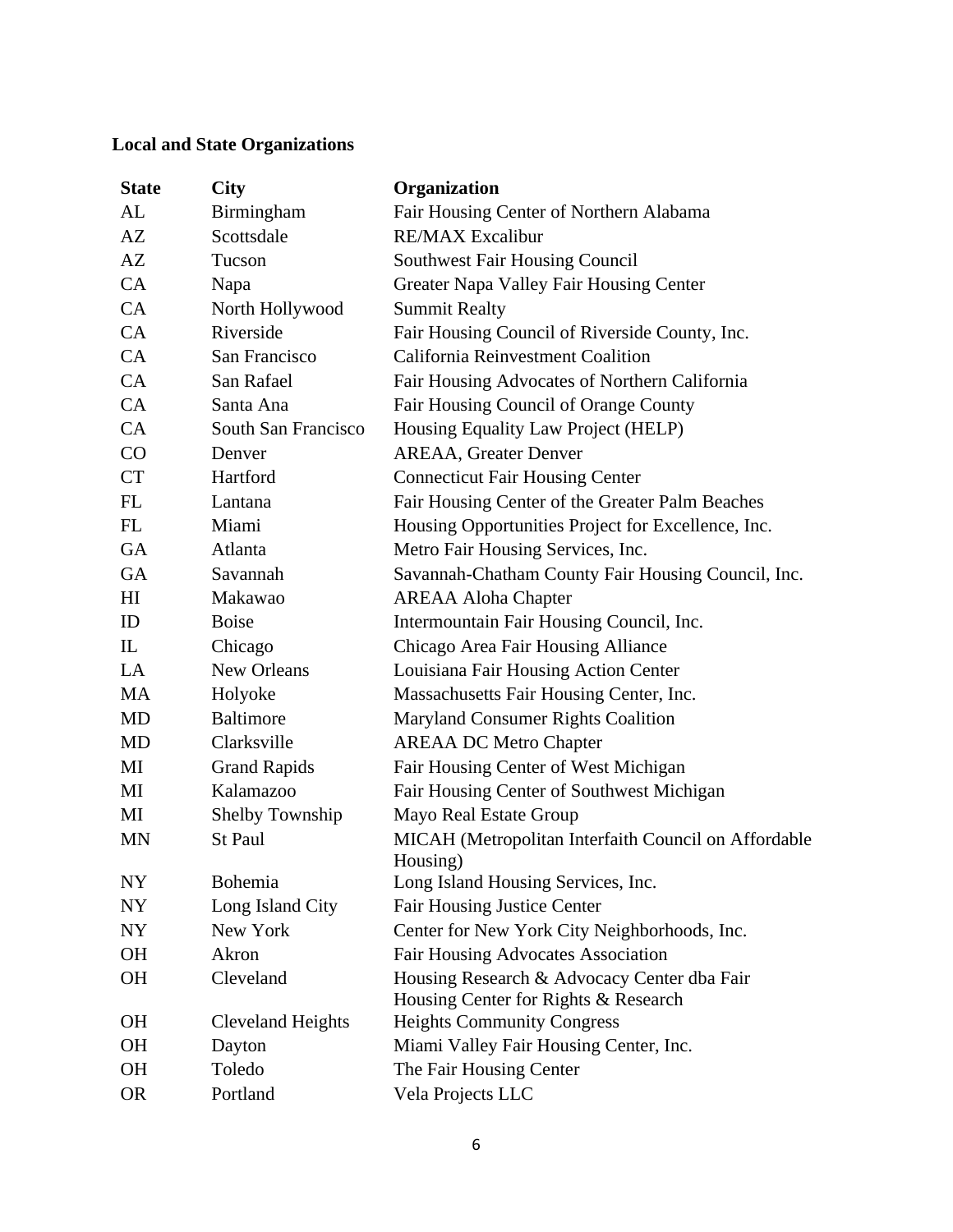**Local and State Organizations**

| State | City | Organization |
| --- | --- | --- |
| AL | Birmingham | Fair Housing Center of Northern Alabama |
| AZ | Scottsdale | RE/MAX Excalibur |
| AZ | Tucson | Southwest Fair Housing Council |
| CA | Napa | Greater Napa Valley Fair Housing Center |
| CA | North Hollywood | Summit Realty |
| CA | Riverside | Fair Housing Council of Riverside County, Inc. |
| CA | San Francisco | California Reinvestment Coalition |
| CA | San Rafael | Fair Housing Advocates of Northern California |
| CA | Santa Ana | Fair Housing Council of Orange County |
| CA | South San Francisco | Housing Equality Law Project (HELP) |
| CO | Denver | AREAA, Greater Denver |
| CT | Hartford | Connecticut Fair Housing Center |
| FL | Lantana | Fair Housing Center of the Greater Palm Beaches |
| FL | Miami | Housing Opportunities Project for Excellence, Inc. |
| GA | Atlanta | Metro Fair Housing Services, Inc. |
| GA | Savannah | Savannah-Chatham County Fair Housing Council, Inc. |
| HI | Makawao | AREAA Aloha Chapter |
| ID | Boise | Intermountain Fair Housing Council, Inc. |
| IL | Chicago | Chicago Area Fair Housing Alliance |
| LA | New Orleans | Louisiana Fair Housing Action Center |
| MA | Holyoke | Massachusetts Fair Housing Center, Inc. |
| MD | Baltimore | Maryland Consumer Rights Coalition |
| MD | Clarksville | AREAA DC Metro Chapter |
| MI | Grand Rapids | Fair Housing Center of West Michigan |
| MI | Kalamazoo | Fair Housing Center of Southwest Michigan |
| MI | Shelby Township | Mayo Real Estate Group |
| MN | St Paul | MICAH (Metropolitan Interfaith Council on Affordable Housing) |
| NY | Bohemia | Long Island Housing Services, Inc. |
| NY | Long Island City | Fair Housing Justice Center |
| NY | New York | Center for New York City Neighborhoods, Inc. |
| OH | Akron | Fair Housing Advocates Association |
| OH | Cleveland | Housing Research & Advocacy Center dba Fair Housing Center for Rights & Research |
| OH | Cleveland Heights | Heights Community Congress |
| OH | Dayton | Miami Valley Fair Housing Center, Inc. |
| OH | Toledo | The Fair Housing Center |
| OR | Portland | Vela Projects LLC |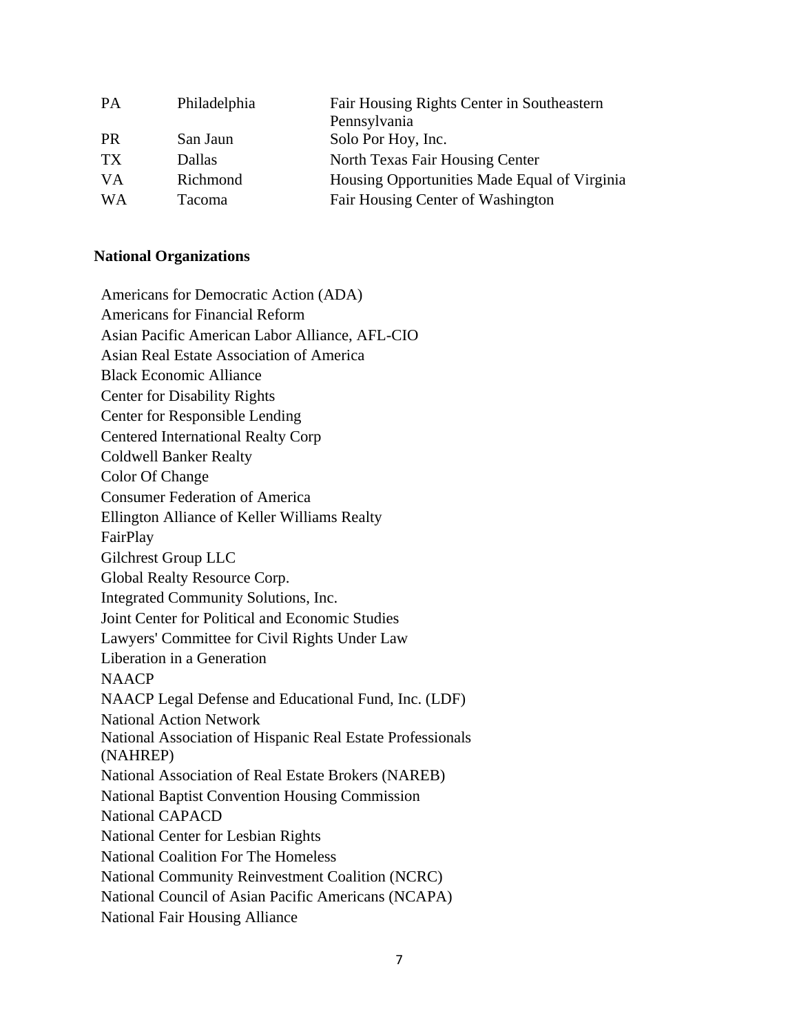| | | |
|---|---|---|
| PA | Philadelphia | Fair Housing Rights Center in Southeastern Pennsylvania |
| PR | San Jaun | Solo Por Hoy, Inc. |
| TX | Dallas | North Texas Fair Housing Center |
| VA | Richmond | Housing Opportunities Made Equal of Virginia |
| WA | Tacoma | Fair Housing Center of Washington |

**National Organizations**

Americans for Democratic Action (ADA)
Americans for Financial Reform
Asian Pacific American Labor Alliance, AFL-CIO
Asian Real Estate Association of America
Black Economic Alliance
Center for Disability Rights
Center for Responsible Lending
Centered International Realty Corp
Coldwell Banker Realty
Color Of Change
Consumer Federation of America
Ellington Alliance of Keller Williams Realty
FairPlay
Gilchrest Group LLC
Global Realty Resource Corp.
Integrated Community Solutions, Inc.
Joint Center for Political and Economic Studies
Lawyers' Committee for Civil Rights Under Law
Liberation in a Generation
NAACP
NAACP Legal Defense and Educational Fund, Inc. (LDF)
National Action Network
National Association of Hispanic Real Estate Professionals (NAHREP)
National Association of Real Estate Brokers (NAREB)
National Baptist Convention Housing Commission
National CAPACD
National Center for Lesbian Rights
National Coalition For The Homeless
National Community Reinvestment Coalition (NCRC)
National Council of Asian Pacific Americans (NCAPA)
National Fair Housing Alliance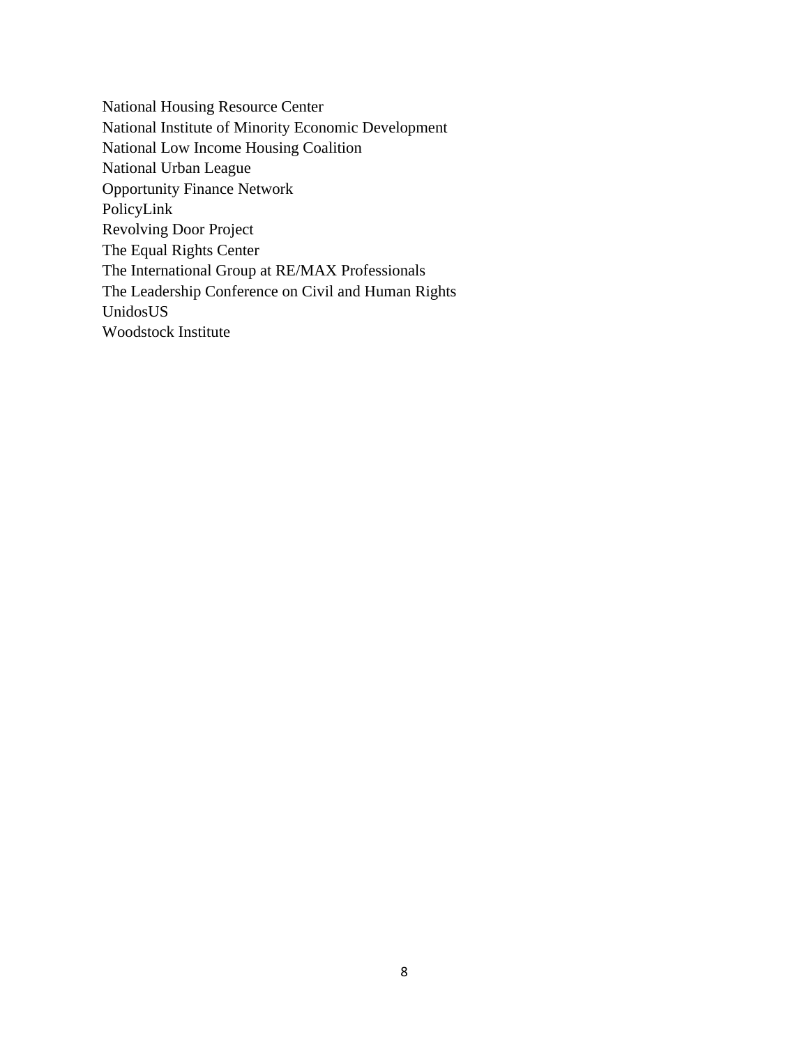National Housing Resource Center
National Institute of Minority Economic Development
National Low Income Housing Coalition
National Urban League
Opportunity Finance Network
PolicyLink
Revolving Door Project
The Equal Rights Center
The International Group at RE/MAX Professionals
The Leadership Conference on Civil and Human Rights
UnidosUS
Woodstock Institute